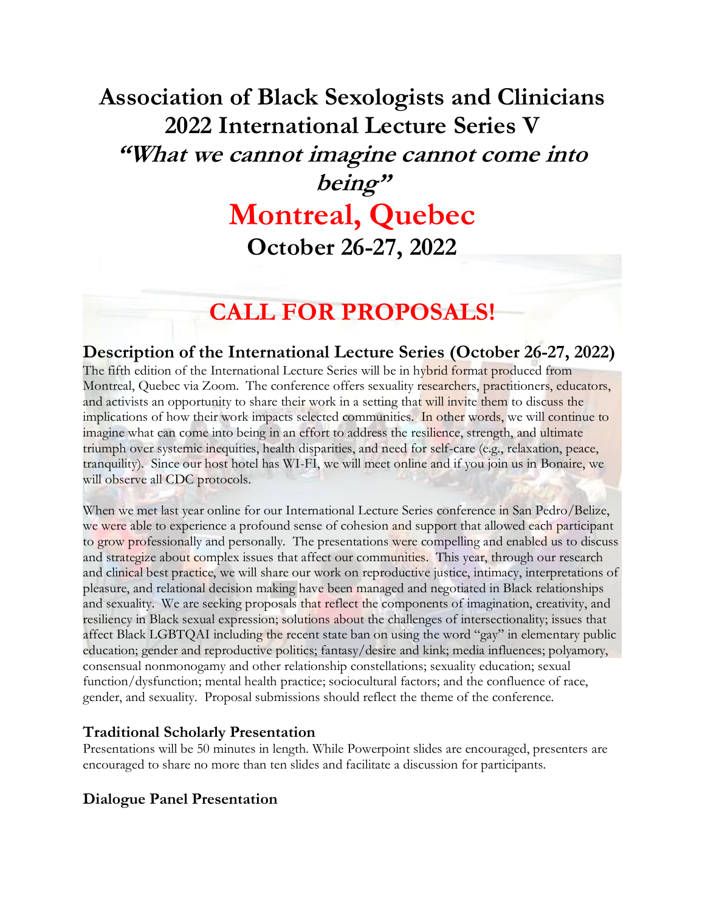# Association of Black Sexologists and Clinicians 2022 International Lecture Series V

## *"What we cannot imagine cannot come into being"*

## Montreal, Quebec

## October 26-27, 2022

# CALL FOR PROPOSALS!

## Description of the International Lecture Series (October 26-27, 2022)

The fifth edition of the International Lecture Series will be in hybrid format produced from Montreal, Quebec via Zoom. The conference offers sexuality researchers, practitioners, educators, and activists an opportunity to share their work in a setting that will invite them to discuss the implications of how their work impacts selected communities. In other words, we will continue to imagine what can come into being in an effort to address the resilience, strength, and ultimate triumph over systemic inequities, health disparities, and need for self-care (e.g., relaxation, peace, tranquility). Since our host hotel has WI-FI, we will meet online and if you join us in Bonaire, we will observe all CDC protocols.

When we met last year online for our International Lecture Series conference in San Pedro/Belize, we were able to experience a profound sense of cohesion and support that allowed each participant to grow professionally and personally. The presentations were compelling and enabled us to discuss and strategize about complex issues that affect our communities. This year, through our research and clinical best practice, we will share our work on reproductive justice, intimacy, interpretations of pleasure, and relational decision making have been managed and negotiated in Black relationships and sexuality. We are seeking proposals that reflect the components of imagination, creativity, and resiliency in Black sexual expression; solutions about the challenges of intersectionality; issues that affect Black LGBTQAI including the recent state ban on using the word "gay" in elementary public education; gender and reproductive politics; fantasy/desire and kink; media influences; polyamory, consensual nonmonogamy and other relationship constellations; sexuality education; sexual function/dysfunction; mental health practice; sociocultural factors; and the confluence of race, gender, and sexuality. Proposal submissions should reflect the theme of the conference.

### Traditional Scholarly Presentation

Presentations will be 50 minutes in length. While Powerpoint slides are encouraged, presenters are encouraged to share no more than ten slides and facilitate a discussion for participants.

### Dialogue Panel Presentation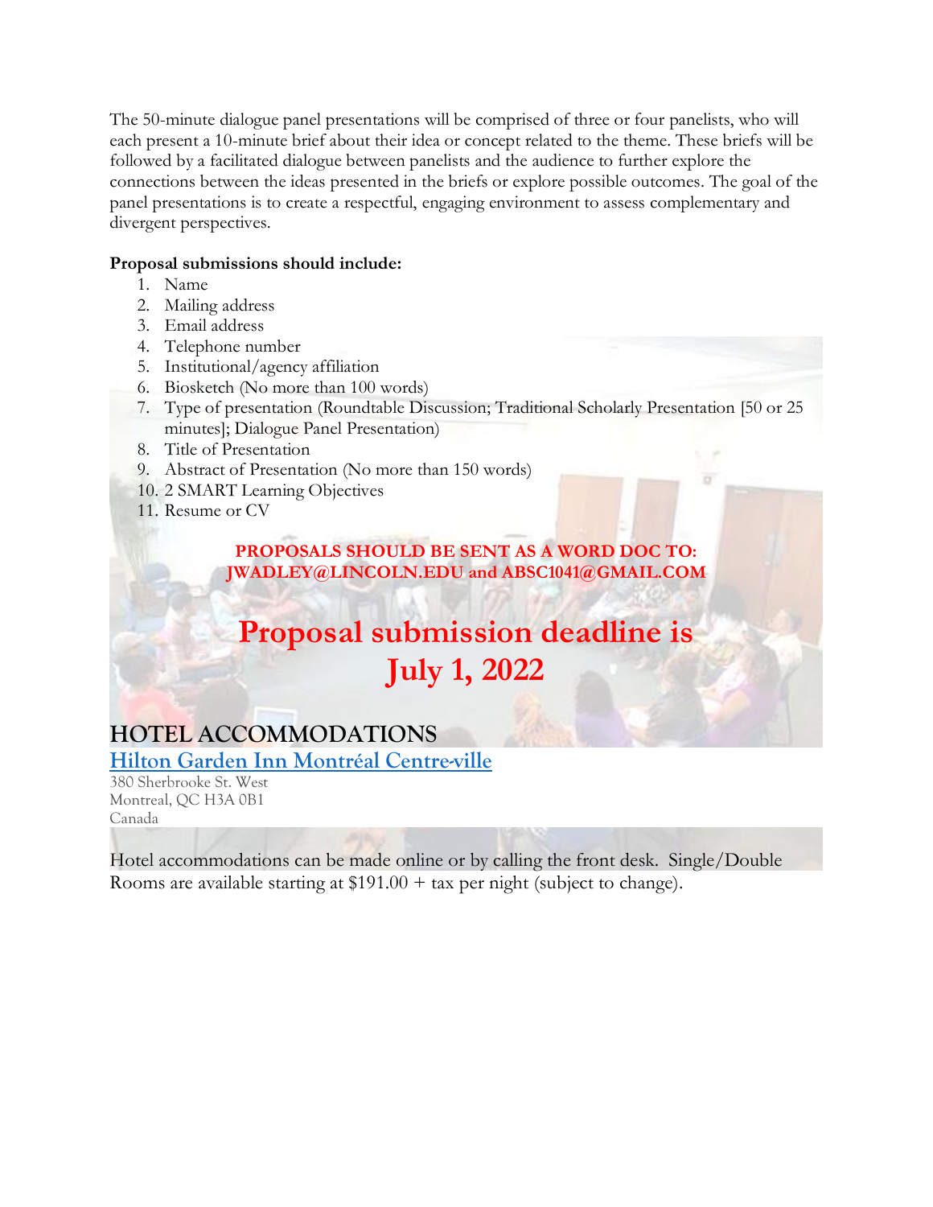The 50-minute dialogue panel presentations will be comprised of three or four panelists, who will each present a 10-minute brief about their idea or concept related to the theme. These briefs will be followed by a facilitated dialogue between panelists and the audience to further explore the connections between the ideas presented in the briefs or explore possible outcomes. The goal of the panel presentations is to create a respectful, engaging environment to assess complementary and divergent perspectives.

**Proposal submissions should include:**

1. Name
2. Mailing address
3. Email address
4. Telephone number
5. Institutional/agency affiliation
6. Biosketch (No more than 100 words)
7. Type of presentation (Roundtable Discussion; Traditional Scholarly Presentation [50 or 25 minutes]; Dialogue Panel Presentation)
8. Title of Presentation
9. Abstract of Presentation (No more than 150 words)
10. 2 SMART Learning Objectives
11. Resume or CV

**PROPOSALS SHOULD BE SENT AS A WORD DOC TO: JWADLEY@LINCOLN.EDU and ABSC1041@GMAIL.COM**

## Proposal submission deadline is July 1, 2022

## HOTEL ACCOMMODATIONS

### Hilton Garden Inn Montréal Centre-ville

380 Sherbrooke St. West
Montreal, QC H3A 0B1
Canada

Hotel accommodations can be made online or by calling the front desk. Single/Double Rooms are available starting at $191.00 + tax per night (subject to change).